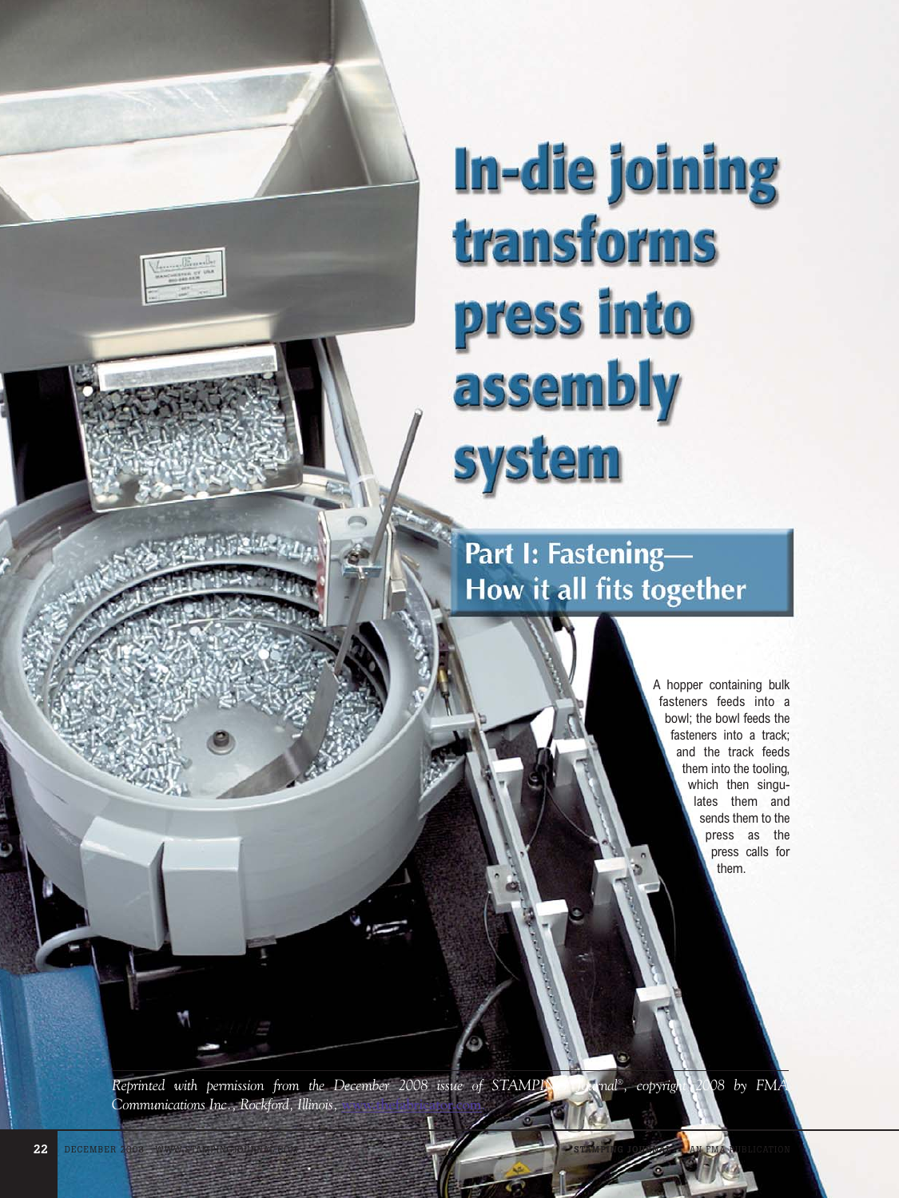# In-die joining transforms press into assembly system

## Part I: Fastening—How it all fits together

A hopper containing bulk fasteners feeds into a bowl; the bowl feeds the fasteners into a track; and the track feeds them into the tooling, which then singulates them and sends them to the press as the press calls for them.

*Reprinted with permission from the December 2008 issue of STAMPING Journal®, copyright 2008 by FMA Communications Inc., Rockford, Illinois, www.thefabricator.com*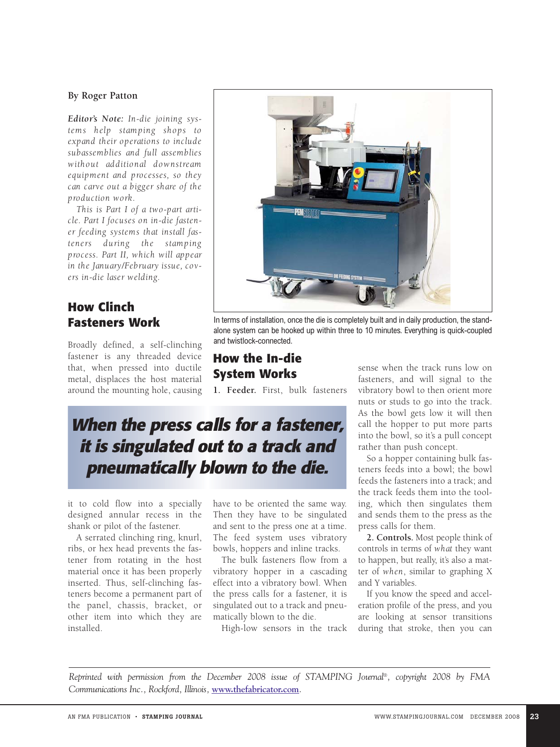By Roger Patton

*Editor's Note: In-die joining systems help stamping shops to expand their operations to include subassemblies and full assemblies without additional downstream equipment and processes, so they can carve out a bigger share of the production work.*

*This is Part I of a two-part article. Part I focuses on in-die fastener feeding systems that install fasteners during the stamping process. Part II, which will appear in the January/February issue, covers in-die laser welding.*

In terms of installation, once the die is completely built and in daily production, the stand-alone system can be hooked up within three to 10 minutes. Everything is quick-coupled and twistlock-connected.

## How Clinch Fasteners Work

Broadly defined, a self-clinching fastener is any threaded device that, when pressed into ductile metal, displaces the host material around the mounting hole, causing it to cold flow into a specially designed annular recess in the shank or pilot of the fastener.

A serrated clinching ring, knurl, ribs, or hex head prevents the fastener from rotating in the host material once it has been properly inserted. Thus, self-clinching fasteners become a permanent part of the panel, chassis, bracket, or other item into which they are installed.

> ***When the press calls for a fastener, it is singulated out to a track and pneumatically blown to the die.***

## How the In-die System Works

**1. Feeder.** First, bulk fasteners have to be oriented the same way. Then they have to be singulated and sent to the press one at a time. The feed system uses vibratory bowls, hoppers and inline tracks.

The bulk fasteners flow from a vibratory hopper in a cascading effect into a vibratory bowl. When the press calls for a fastener, it is singulated out to a track and pneumatically blown to the die.

High-low sensors in the track sense when the track runs low on fasteners, and will signal to the vibratory bowl to then orient more nuts or studs to go into the track. As the bowl gets low it will then call the hopper to put more parts into the bowl, so it's a pull concept rather than push concept.

So a hopper containing bulk fasteners feeds into a bowl; the bowl feeds the fasteners into a track; and the track feeds them into the tooling, which then singulates them and sends them to the press as the press calls for them.

**2. Controls.** Most people think of controls in terms of *what* they want to happen, but really, it's also a matter of *when*, similar to graphing X and Y variables.

If you know the speed and acceleration profile of the press, and you are looking at sensor transitions during that stroke, then you can

*Reprinted with permission from the December 2008 issue of STAMPING Journal®, copyright 2008 by FMA Communications Inc., Rockford, Illinois, [www.thefabricator.com](http://www.thefabricator.com).*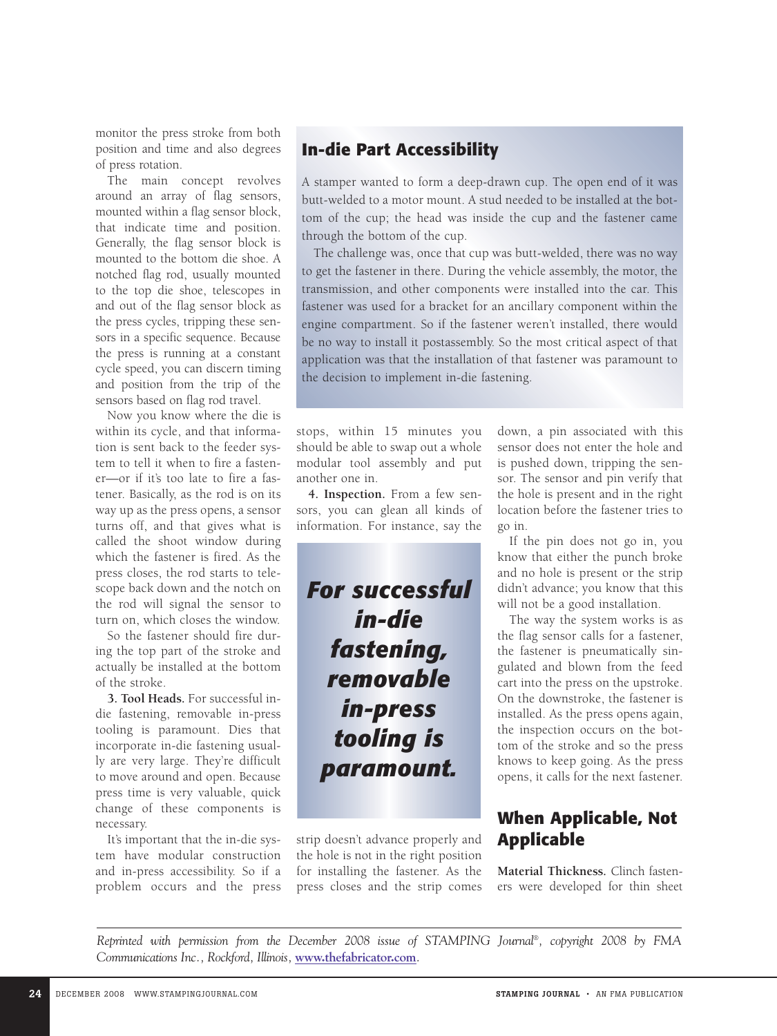monitor the press stroke from both position and time and also degrees of press rotation.

The main concept revolves around an array of flag sensors, mounted within a flag sensor block, that indicate time and position. Generally, the flag sensor block is mounted to the bottom die shoe. A notched flag rod, usually mounted to the top die shoe, telescopes in and out of the flag sensor block as the press cycles, tripping these sensors in a specific sequence. Because the press is running at a constant cycle speed, you can discern timing and position from the trip of the sensors based on flag rod travel.

Now you know where the die is within its cycle, and that information is sent back to the feeder system to tell it when to fire a fastener—or if it's too late to fire a fastener. Basically, as the rod is on its way up as the press opens, a sensor turns off, and that gives what is called the shoot window during which the fastener is fired. As the press closes, the rod starts to telescope back down and the notch on the rod will signal the sensor to turn on, which closes the window.

So the fastener should fire during the top part of the stroke and actually be installed at the bottom of the stroke.

**3. Tool Heads.** For successful in-die fastening, removable in-press tooling is paramount. Dies that incorporate in-die fastening usually are very large. They're difficult to move around and open. Because press time is very valuable, quick change of these components is necessary.

It's important that the in-die system have modular construction and in-press accessibility. So if a problem occurs and the press stops, within 15 minutes you should be able to swap out a whole modular tool assembly and put another one in.

**4. Inspection.** From a few sensors, you can glean all kinds of information. For instance, say the strip doesn't advance properly and the hole is not in the right position for installing the fastener. As the press closes and the strip comes down, a pin associated with this sensor does not enter the hole and is pushed down, tripping the sensor. The sensor and pin verify that the hole is present and in the right location before the fastener tries to go in.

If the pin does not go in, you know that either the punch broke and no hole is present or the strip didn't advance; you know that this will not be a good installation.

The way the system works is as the flag sensor calls for a fastener, the fastener is pneumatically singulated and blown from the feed cart into the press on the upstroke. On the downstroke, the fastener is installed. As the press opens again, the inspection occurs on the bottom of the stroke and so the press knows to keep going. As the press opens, it calls for the next fastener.

***For successful in-die fastening, removable in-press tooling is paramount.***

## In-die Part Accessibility

A stamper wanted to form a deep-drawn cup. The open end of it was butt-welded to a motor mount. A stud needed to be installed at the bottom of the cup; the head was inside the cup and the fastener came through the bottom of the cup.

The challenge was, once that cup was butt-welded, there was no way to get the fastener in there. During the vehicle assembly, the motor, the transmission, and other components were installed into the car. This fastener was used for a bracket for an ancillary component within the engine compartment. So if the fastener weren't installed, there would be no way to install it postassembly. So the most critical aspect of that application was that the installation of that fastener was paramount to the decision to implement in-die fastening.

## When Applicable, Not Applicable

**Material Thickness.** Clinch fasteners were developed for thin sheet

*Reprinted with permission from the December 2008 issue of STAMPING Journal®, copyright 2008 by FMA Communications Inc., Rockford, Illinois,* **www.thefabricator.com.**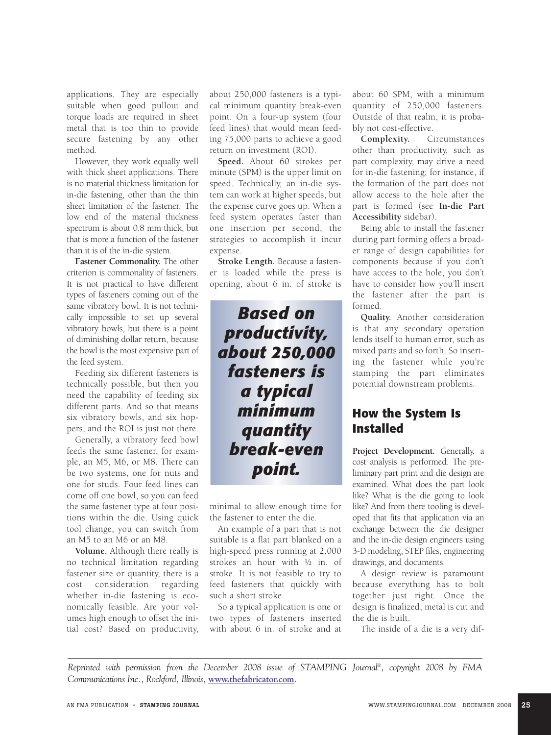applications. They are especially suitable when good pullout and torque loads are required in sheet metal that is too thin to provide secure fastening by any other method.

However, they work equally well with thick sheet applications. There is no material thickness limitation for in-die fastening, other than the thin sheet limitation of the fastener. The low end of the material thickness spectrum is about 0.8 mm thick, but that is more a function of the fastener than it is of the in-die system.

**Fastener Commonality.** The other criterion is commonality of fasteners. It is not practical to have different types of fasteners coming out of the same vibratory bowl. It is not technically impossible to set up several vibratory bowls, but there is a point of diminishing dollar return, because the bowl is the most expensive part of the feed system.

Feeding six different fasteners is technically possible, but then you need the capability of feeding six different parts. And so that means six vibratory bowls, and six hoppers, and the ROI is just not there.

Generally, a vibratory feed bowl feeds the same fastener, for example, an M5, M6, or M8. There can be two systems, one for nuts and one for studs. Four feed lines can come off one bowl, so you can feed the same fastener type at four positions within the die. Using quick tool change, you can switch from an M5 to an M6 or an M8.

**Volume.** Although there really is no technical limitation regarding fastener size or quantity, there is a cost consideration regarding whether in-die fastening is economically feasible. Are your volumes high enough to offset the initial cost? Based on productivity, about 250,000 fasteners is a typical minimum quantity break-even point. On a four-up system (four feed lines) that would mean feeding 75,000 parts to achieve a good return on investment (ROI).

**Speed.** About 60 strokes per minute (SPM) is the upper limit on speed. Technically, an in-die system can work at higher speeds, but the expense curve goes up. When a feed system operates faster than one insertion per second, the strategies to accomplish it incur expense.

**Stroke Length.** Because a fastener is loaded while the press is opening, about 6 in. of stroke is minimal to allow enough time for the fastener to enter the die.

> ***Based on productivity, about 250,000 fasteners is a typical minimum quantity break-even point.***

An example of a part that is not suitable is a flat part blanked on a high-speed press running at 2,000 strokes an hour with ½ in. of stroke. It is not feasible to try to feed fasteners that quickly with such a short stroke.

So a typical application is one or two types of fasteners inserted with about 6 in. of stroke and at about 60 SPM, with a minimum quantity of 250,000 fasteners. Outside of that realm, it is probably not cost-effective.

**Complexity.** Circumstances other than productivity, such as part complexity, may drive a need for in-die fastening; for instance, if the formation of the part does not allow access to the hole after the part is formed (see **In-die Part Accessibility** sidebar).

Being able to install the fastener during part forming offers a broader range of design capabilities for components because if you don't have access to the hole, you don't have to consider how you'll insert the fastener after the part is formed.

**Quality.** Another consideration is that any secondary operation lends itself to human error, such as mixed parts and so forth. So inserting the fastener while you're stamping the part eliminates potential downstream problems.

## How the System Is Installed

**Project Development.** Generally, a cost analysis is performed. The preliminary part print and die design are examined. What does the part look like? What is the die going to look like? And from there tooling is developed that fits that application via an exchange between the die designer and the in-die design engineers using 3-D modeling, STEP files, engineering drawings, and documents.

A design review is paramount because everything has to bolt together just right. Once the design is finalized, metal is cut and the die is built.

The inside of a die is a very dif-

*Reprinted with permission from the December 2008 issue of STAMPING Journal®, copyright 2008 by FMA Communications Inc., Rockford, Illinois,* **www.thefabricator.com**.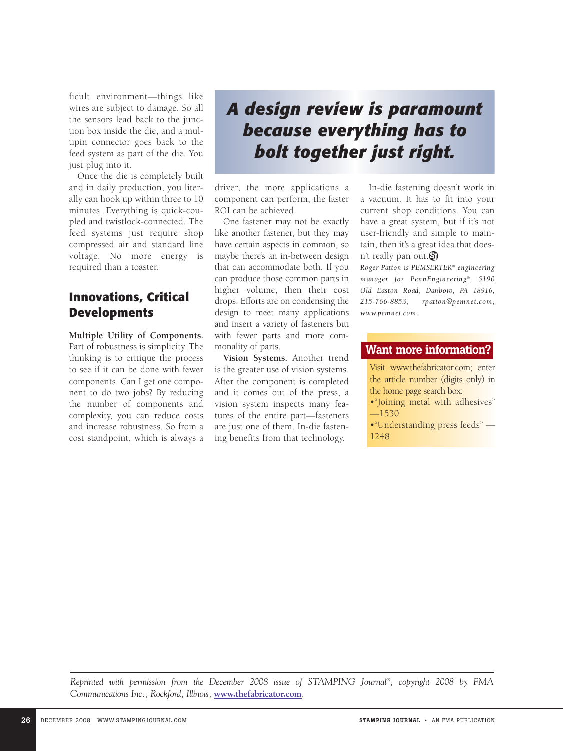ficult environment—things like wires are subject to damage. So all the sensors lead back to the junction box inside the die, and a multipin connector goes back to the feed system as part of the die. You just plug into it.

Once the die is completely built and in daily production, you literally can hook up within three to 10 minutes. Everything is quick-coupled and twistlock-connected. The feed systems just require shop compressed air and standard line voltage. No more energy is required than a toaster.

> **A design review is paramount because everything has to bolt together just right.**

## Innovations, Critical Developments

**Multiple Utility of Components.** Part of robustness is simplicity. The thinking is to critique the process to see if it can be done with fewer components. Can I get one component to do two jobs? By reducing the number of components and complexity, you can reduce costs and increase robustness. So from a cost standpoint, which is always a driver, the more applications a component can perform, the faster ROI can be achieved.

One fastener may not be exactly like another fastener, but they may have certain aspects in common, so maybe there's an in-between design that can accommodate both. If you can produce those common parts in higher volume, then their cost drops. Efforts are on condensing the design to meet many applications and insert a variety of fasteners but with fewer parts and more commonality of parts.

**Vision Systems.** Another trend is the greater use of vision systems. After the component is completed and it comes out of the press, a vision system inspects many features of the entire part—fasteners are just one of them. In-die fastening benefits from that technology.

In-die fastening doesn't work in a vacuum. It has to fit into your current shop conditions. You can have a great system, but if it's not user-friendly and simple to maintain, then it's a great idea that doesn't really pan out.

*Roger Patton is PEMSERTER® engineering manager for PennEngineering®, 5190 Old Easton Road, Danboro, PA 18916, 215-766-8853, rpatton@pemnet.com, www.pemnet.com.*

**Want more information?**

Visit www.thefabricator.com; enter the article number (digits only) in the home page search box:

- "Joining metal with adhesives" —1530
- "Understanding press feeds" —1248

*Reprinted with permission from the December 2008 issue of STAMPING Journal®, copyright 2008 by FMA Communications Inc., Rockford, Illinois, www.thefabricator.com.*